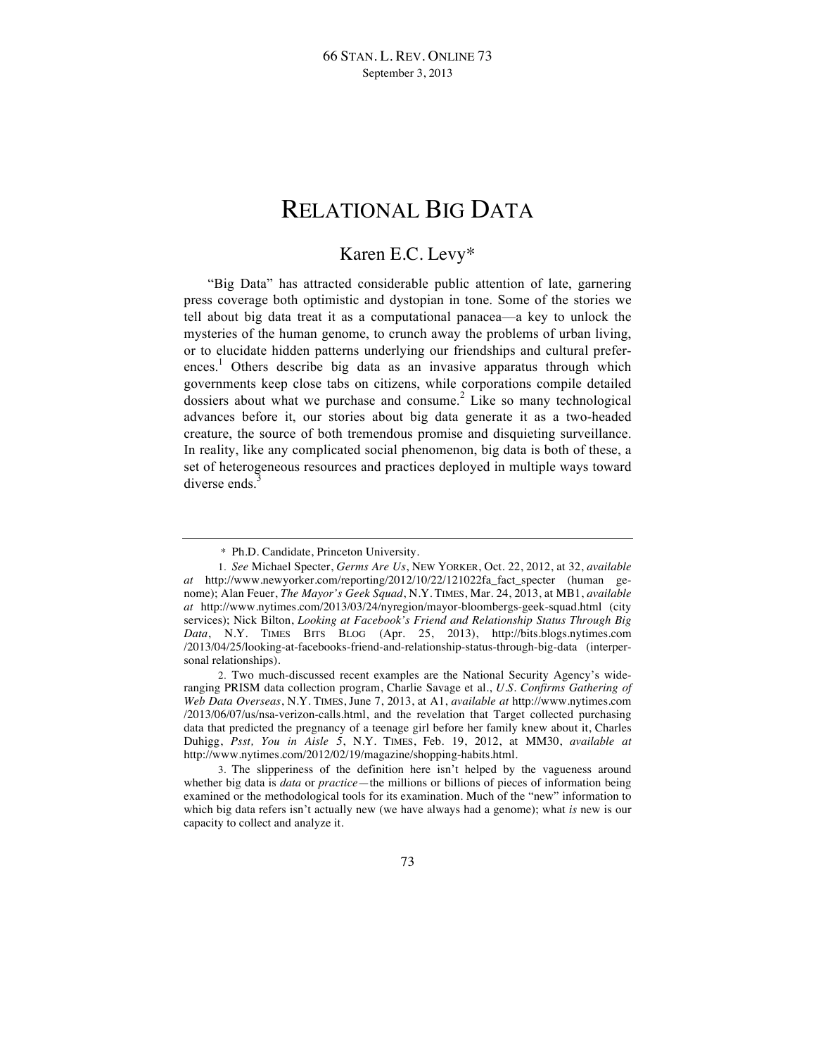# RELATIONAL BIG DATA

## Karen E.C. Levy*

"Big Data" has attracted considerable public attention of late, garnering press coverage both optimistic and dystopian in tone. Some of the stories we tell about big data treat it as a computational panacea—a key to unlock the mysteries of the human genome, to crunch away the problems of urban living, or to elucidate hidden patterns underlying our friendships and cultural preferences.[1] Others describe big data as an invasive apparatus through which governments keep close tabs on citizens, while corporations compile detailed dossiers about what we purchase and consume.[2] Like so many technological advances before it, our stories about big data generate it as a two-headed creature, the source of both tremendous promise and disquieting surveillance. In reality, like any complicated social phenomenon, big data is both of these, a set of heterogeneous resources and practices deployed in multiple ways toward diverse ends.[3]

---

\* Ph.D. Candidate, Princeton University.

1. *See* Michael Specter, *Germs Are Us*, NEW YORKER, Oct. 22, 2012, at 32, *available at* http://www.newyorker.com/reporting/2012/10/22/121022fa_fact_specter (human genome); Alan Feuer, *The Mayor's Geek Squad*, N.Y. TIMES, Mar. 24, 2013, at MB1, *available at* http://www.nytimes.com/2013/03/24/nyregion/mayor-bloombergs-geek-squad.html (city services); Nick Bilton, *Looking at Facebook's Friend and Relationship Status Through Big Data*, N.Y. TIMES BITS BLOG (Apr. 25, 2013), http://bits.blogs.nytimes.com/2013/04/25/looking-at-facebooks-friend-and-relationship-status-through-big-data (interpersonal relationships).

2. Two much-discussed recent examples are the National Security Agency's wide-ranging PRISM data collection program, Charlie Savage et al., *U.S. Confirms Gathering of Web Data Overseas*, N.Y. TIMES, June 7, 2013, at A1, *available at* http://www.nytimes.com/2013/06/07/us/nsa-verizon-calls.html, and the revelation that Target collected purchasing data that predicted the pregnancy of a teenage girl before her family knew about it, Charles Duhigg, *Psst, You in Aisle 5*, N.Y. TIMES, Feb. 19, 2012, at MM30, *available at* http://www.nytimes.com/2012/02/19/magazine/shopping-habits.html.

3. The slipperiness of the definition here isn't helped by the vagueness around whether big data is *data* or *practice*—the millions or billions of pieces of information being examined or the methodological tools for its examination. Much of the "new" information to which big data refers isn't actually new (we have always had a genome); what *is* new is our capacity to collect and analyze it.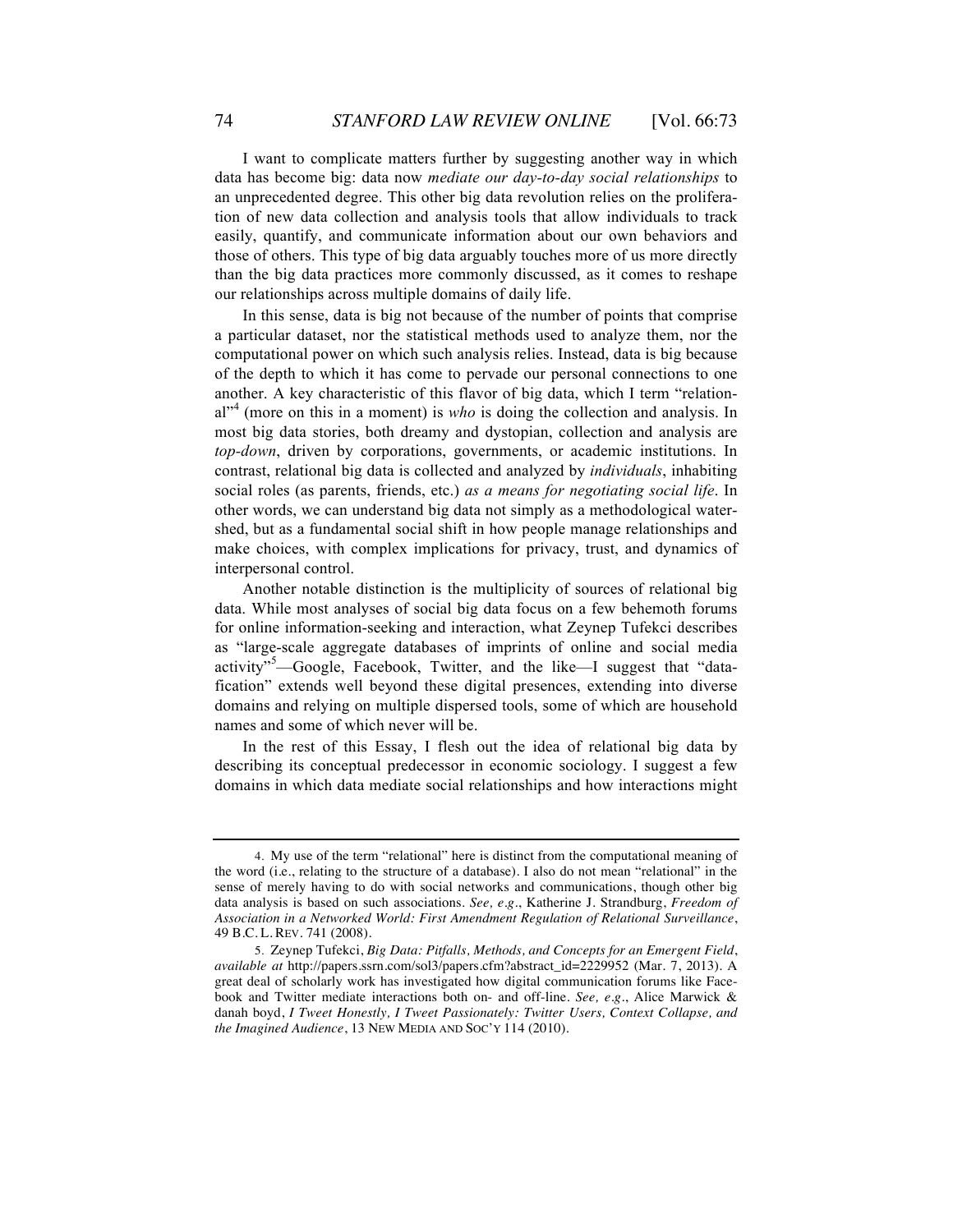I want to complicate matters further by suggesting another way in which data has become big: data now *mediate our day-to-day social relationships* to an unprecedented degree. This other big data revolution relies on the proliferation of new data collection and analysis tools that allow individuals to track easily, quantify, and communicate information about our own behaviors and those of others. This type of big data arguably touches more of us more directly than the big data practices more commonly discussed, as it comes to reshape our relationships across multiple domains of daily life.

In this sense, data is big not because of the number of points that comprise a particular dataset, nor the statistical methods used to analyze them, nor the computational power on which such analysis relies. Instead, data is big because of the depth to which it has come to pervade our personal connections to one another. A key characteristic of this flavor of big data, which I term "relational"[4] (more on this in a moment) is *who* is doing the collection and analysis. In most big data stories, both dreamy and dystopian, collection and analysis are *top-down*, driven by corporations, governments, or academic institutions. In contrast, relational big data is collected and analyzed by *individuals*, inhabiting social roles (as parents, friends, etc.) *as a means for negotiating social life*. In other words, we can understand big data not simply as a methodological watershed, but as a fundamental social shift in how people manage relationships and make choices, with complex implications for privacy, trust, and dynamics of interpersonal control.

Another notable distinction is the multiplicity of sources of relational big data. While most analyses of social big data focus on a few behemoth forums for online information-seeking and interaction, what Zeynep Tufekci describes as "large-scale aggregate databases of imprints of online and social media activity"[5]—Google, Facebook, Twitter, and the like—I suggest that "datafication" extends well beyond these digital presences, extending into diverse domains and relying on multiple dispersed tools, some of which are household names and some of which never will be.

In the rest of this Essay, I flesh out the idea of relational big data by describing its conceptual predecessor in economic sociology. I suggest a few domains in which data mediate social relationships and how interactions might

---

4. My use of the term "relational" here is distinct from the computational meaning of the word (i.e., relating to the structure of a database). I also do not mean "relational" in the sense of merely having to do with social networks and communications, though other big data analysis is based on such associations. *See, e.g.*, Katherine J. Strandburg, *Freedom of Association in a Networked World: First Amendment Regulation of Relational Surveillance*, 49 B.C. L. REV. 741 (2008).

5. Zeynep Tufekci, *Big Data: Pitfalls, Methods, and Concepts for an Emergent Field*, *available at* http://papers.ssrn.com/sol3/papers.cfm?abstract_id=2229952 (Mar. 7, 2013). A great deal of scholarly work has investigated how digital communication forums like Facebook and Twitter mediate interactions both on- and off-line. *See, e.g.*, Alice Marwick & danah boyd, *I Tweet Honestly, I Tweet Passionately: Twitter Users, Context Collapse, and the Imagined Audience*, 13 NEW MEDIA AND SOC'Y 114 (2010).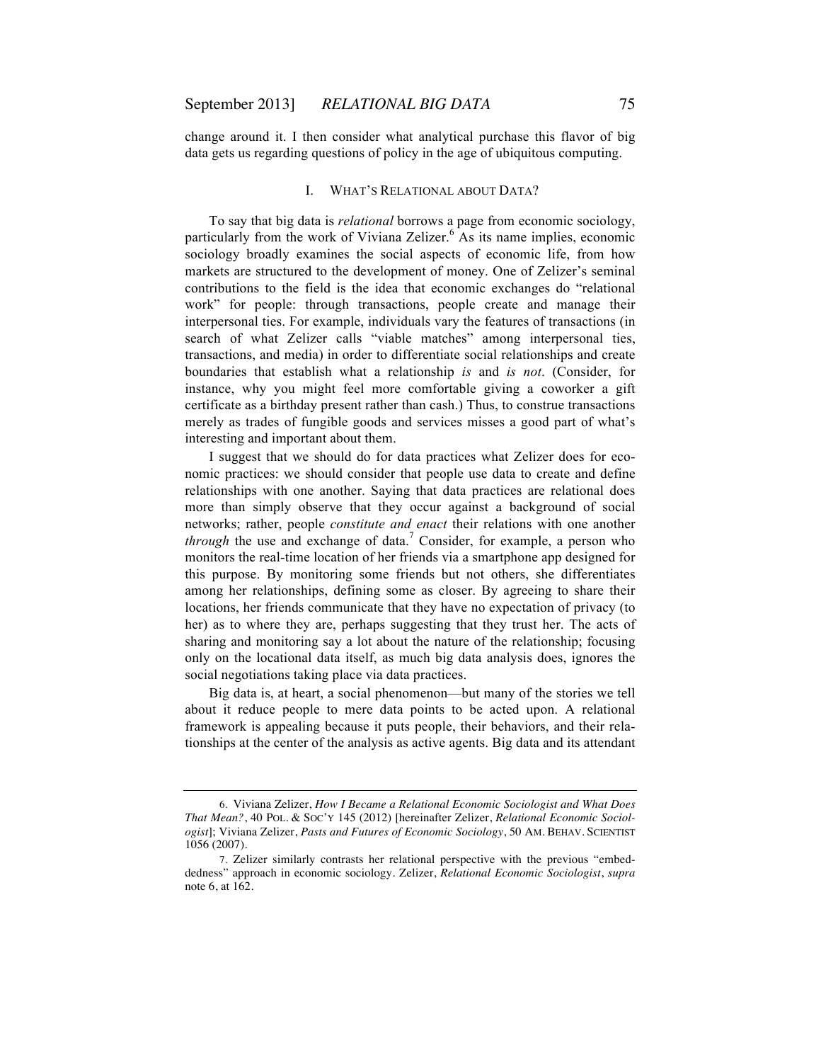change around it. I then consider what analytical purchase this flavor of big data gets us regarding questions of policy in the age of ubiquitous computing.

## I. WHAT'S RELATIONAL ABOUT DATA?

To say that big data is *relational* borrows a page from economic sociology, particularly from the work of Viviana Zelizer.[6] As its name implies, economic sociology broadly examines the social aspects of economic life, from how markets are structured to the development of money. One of Zelizer's seminal contributions to the field is the idea that economic exchanges do "relational work" for people: through transactions, people create and manage their interpersonal ties. For example, individuals vary the features of transactions (in search of what Zelizer calls "viable matches" among interpersonal ties, transactions, and media) in order to differentiate social relationships and create boundaries that establish what a relationship *is* and *is not*. (Consider, for instance, why you might feel more comfortable giving a coworker a gift certificate as a birthday present rather than cash.) Thus, to construe transactions merely as trades of fungible goods and services misses a good part of what's interesting and important about them.

I suggest that we should do for data practices what Zelizer does for economic practices: we should consider that people use data to create and define relationships with one another. Saying that data practices are relational does more than simply observe that they occur against a background of social networks; rather, people *constitute and enact* their relations with one another *through* the use and exchange of data.[7] Consider, for example, a person who monitors the real-time location of her friends via a smartphone app designed for this purpose. By monitoring some friends but not others, she differentiates among her relationships, defining some as closer. By agreeing to share their locations, her friends communicate that they have no expectation of privacy (to her) as to where they are, perhaps suggesting that they trust her. The acts of sharing and monitoring say a lot about the nature of the relationship; focusing only on the locational data itself, as much big data analysis does, ignores the social negotiations taking place via data practices.

Big data is, at heart, a social phenomenon—but many of the stories we tell about it reduce people to mere data points to be acted upon. A relational framework is appealing because it puts people, their behaviors, and their relationships at the center of the analysis as active agents. Big data and its attendant

---

6. Viviana Zelizer, *How I Became a Relational Economic Sociologist and What Does That Mean?*, 40 POL. & SOC'Y 145 (2012) [hereinafter Zelizer, *Relational Economic Sociologist*]; Viviana Zelizer, *Pasts and Futures of Economic Sociology*, 50 AM. BEHAV. SCIENTIST 1056 (2007).

7. Zelizer similarly contrasts her relational perspective with the previous "embeddedness" approach in economic sociology. Zelizer, *Relational Economic Sociologist*, *supra* note 6, at 162.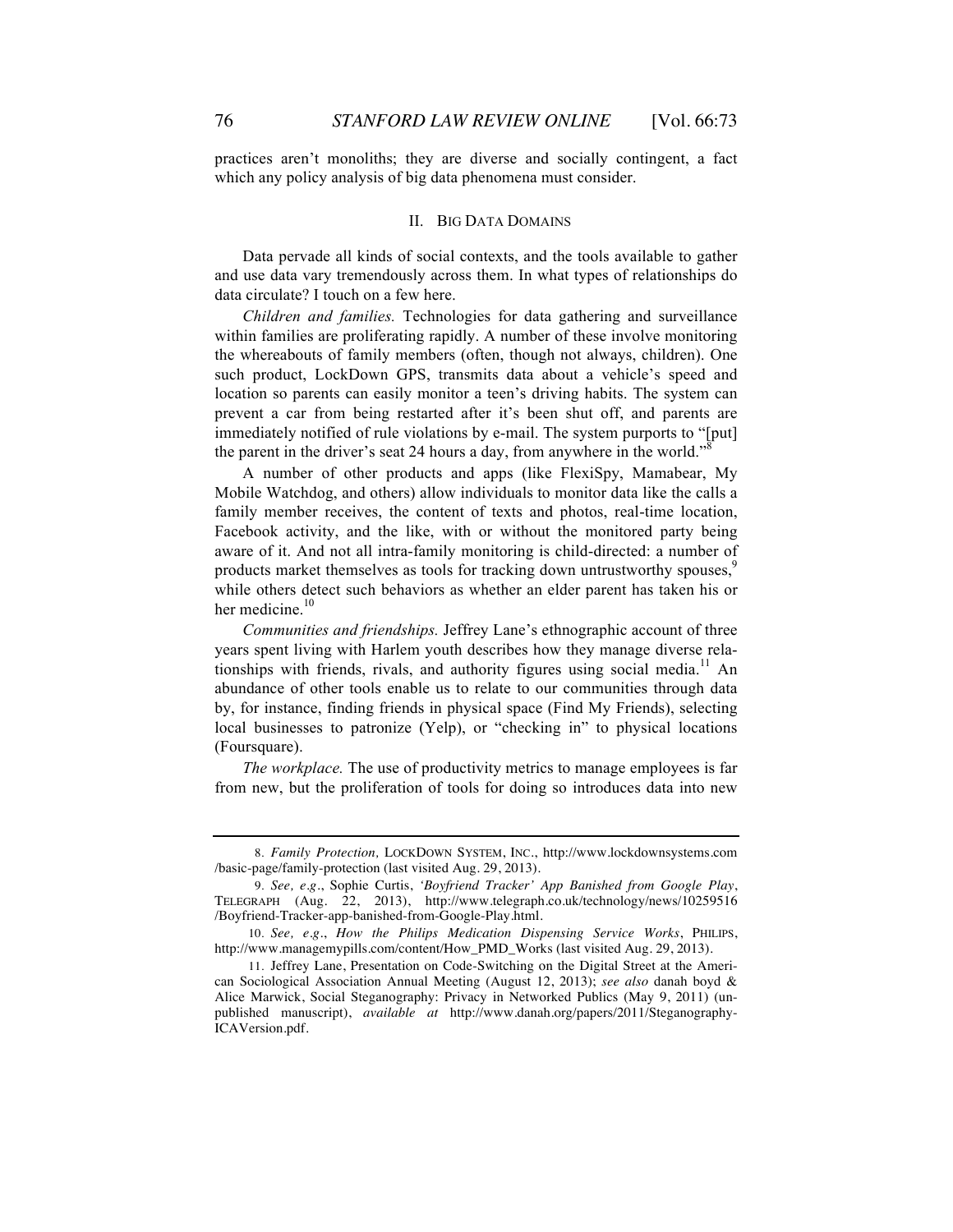practices aren't monoliths; they are diverse and socially contingent, a fact which any policy analysis of big data phenomena must consider.

## II. BIG DATA DOMAINS

Data pervade all kinds of social contexts, and the tools available to gather and use data vary tremendously across them. In what types of relationships do data circulate? I touch on a few here.

*Children and families.* Technologies for data gathering and surveillance within families are proliferating rapidly. A number of these involve monitoring the whereabouts of family members (often, though not always, children). One such product, LockDown GPS, transmits data about a vehicle's speed and location so parents can easily monitor a teen's driving habits. The system can prevent a car from being restarted after it's been shut off, and parents are immediately notified of rule violations by e-mail. The system purports to "[put] the parent in the driver's seat 24 hours a day, from anywhere in the world."[8]

A number of other products and apps (like FlexiSpy, Mamabear, My Mobile Watchdog, and others) allow individuals to monitor data like the calls a family member receives, the content of texts and photos, real-time location, Facebook activity, and the like, with or without the monitored party being aware of it. And not all intra-family monitoring is child-directed: a number of products market themselves as tools for tracking down untrustworthy spouses,[9] while others detect such behaviors as whether an elder parent has taken his or her medicine.[10]

*Communities and friendships.* Jeffrey Lane's ethnographic account of three years spent living with Harlem youth describes how they manage diverse relationships with friends, rivals, and authority figures using social media.[11] An abundance of other tools enable us to relate to our communities through data by, for instance, finding friends in physical space (Find My Friends), selecting local businesses to patronize (Yelp), or "checking in" to physical locations (Foursquare).

*The workplace.* The use of productivity metrics to manage employees is far from new, but the proliferation of tools for doing so introduces data into new

---

8. *Family Protection,* LOCKDOWN SYSTEM, INC., http://www.lockdownsystems.com/basic-page/family-protection (last visited Aug. 29, 2013).

9. *See, e.g.*, Sophie Curtis, *'Boyfriend Tracker' App Banished from Google Play*, TELEGRAPH (Aug. 22, 2013), http://www.telegraph.co.uk/technology/news/10259516/Boyfriend-Tracker-app-banished-from-Google-Play.html.

10. *See, e.g.*, *How the Philips Medication Dispensing Service Works*, PHILIPS, http://www.managemypills.com/content/How_PMD_Works (last visited Aug. 29, 2013).

11. Jeffrey Lane, Presentation on Code-Switching on the Digital Street at the American Sociological Association Annual Meeting (August 12, 2013); *see also* danah boyd & Alice Marwick, Social Steganography: Privacy in Networked Publics (May 9, 2011) (unpublished manuscript), *available at* http://www.danah.org/papers/2011/Steganography-ICAVersion.pdf.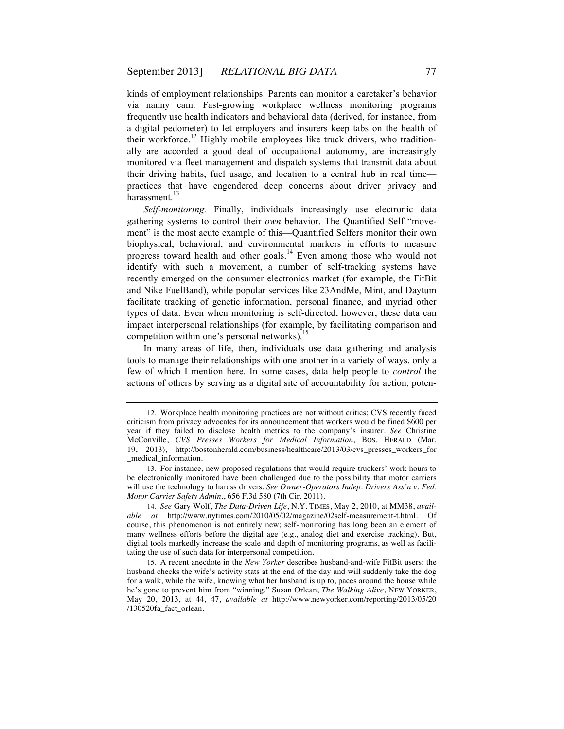kinds of employment relationships. Parents can monitor a caretaker's behavior via nanny cam. Fast-growing workplace wellness monitoring programs frequently use health indicators and behavioral data (derived, for instance, from a digital pedometer) to let employers and insurers keep tabs on the health of their workforce.[12] Highly mobile employees like truck drivers, who traditionally are accorded a good deal of occupational autonomy, are increasingly monitored via fleet management and dispatch systems that transmit data about their driving habits, fuel usage, and location to a central hub in real time—practices that have engendered deep concerns about driver privacy and harassment.[13]

*Self-monitoring.* Finally, individuals increasingly use electronic data gathering systems to control their *own* behavior. The Quantified Self "movement" is the most acute example of this—Quantified Selfers monitor their own biophysical, behavioral, and environmental markers in efforts to measure progress toward health and other goals.[14] Even among those who would not identify with such a movement, a number of self-tracking systems have recently emerged on the consumer electronics market (for example, the FitBit and Nike FuelBand), while popular services like 23AndMe, Mint, and Daytum facilitate tracking of genetic information, personal finance, and myriad other types of data. Even when monitoring is self-directed, however, these data can impact interpersonal relationships (for example, by facilitating comparison and competition within one's personal networks).[15]

In many areas of life, then, individuals use data gathering and analysis tools to manage their relationships with one another in a variety of ways, only a few of which I mention here. In some cases, data help people to *control* the actions of others by serving as a digital site of accountability for action, poten-

---

12. Workplace health monitoring practices are not without critics; CVS recently faced criticism from privacy advocates for its announcement that workers would be fined $600 per year if they failed to disclose health metrics to the company's insurer. *See* Christine McConville, *CVS Presses Workers for Medical Information*, BOS. HERALD (Mar. 19, 2013), http://bostonherald.com/business/healthcare/2013/03/cvs_presses_workers_for_medical_information.

13. For instance, new proposed regulations that would require truckers' work hours to be electronically monitored have been challenged due to the possibility that motor carriers will use the technology to harass drivers. *See Owner-Operators Indep. Drivers Ass'n v. Fed. Motor Carrier Safety Admin.*, 656 F.3d 580 (7th Cir. 2011).

14. *See* Gary Wolf, *The Data-Driven Life*, N.Y. TIMES, May 2, 2010, at MM38, *available at* http://www.nytimes.com/2010/05/02/magazine/02self-measurement-t.html. Of course, this phenomenon is not entirely new; self-monitoring has long been an element of many wellness efforts before the digital age (e.g., analog diet and exercise tracking). But, digital tools markedly increase the scale and depth of monitoring programs, as well as facilitating the use of such data for interpersonal competition.

15. A recent anecdote in the *New Yorker* describes husband-and-wife FitBit users; the husband checks the wife's activity stats at the end of the day and will suddenly take the dog for a walk, while the wife, knowing what her husband is up to, paces around the house while he's gone to prevent him from "winning." Susan Orlean, *The Walking Alive*, NEW YORKER, May 20, 2013, at 44, 47, *available at* http://www.newyorker.com/reporting/2013/05/20/130520fa_fact_orlean.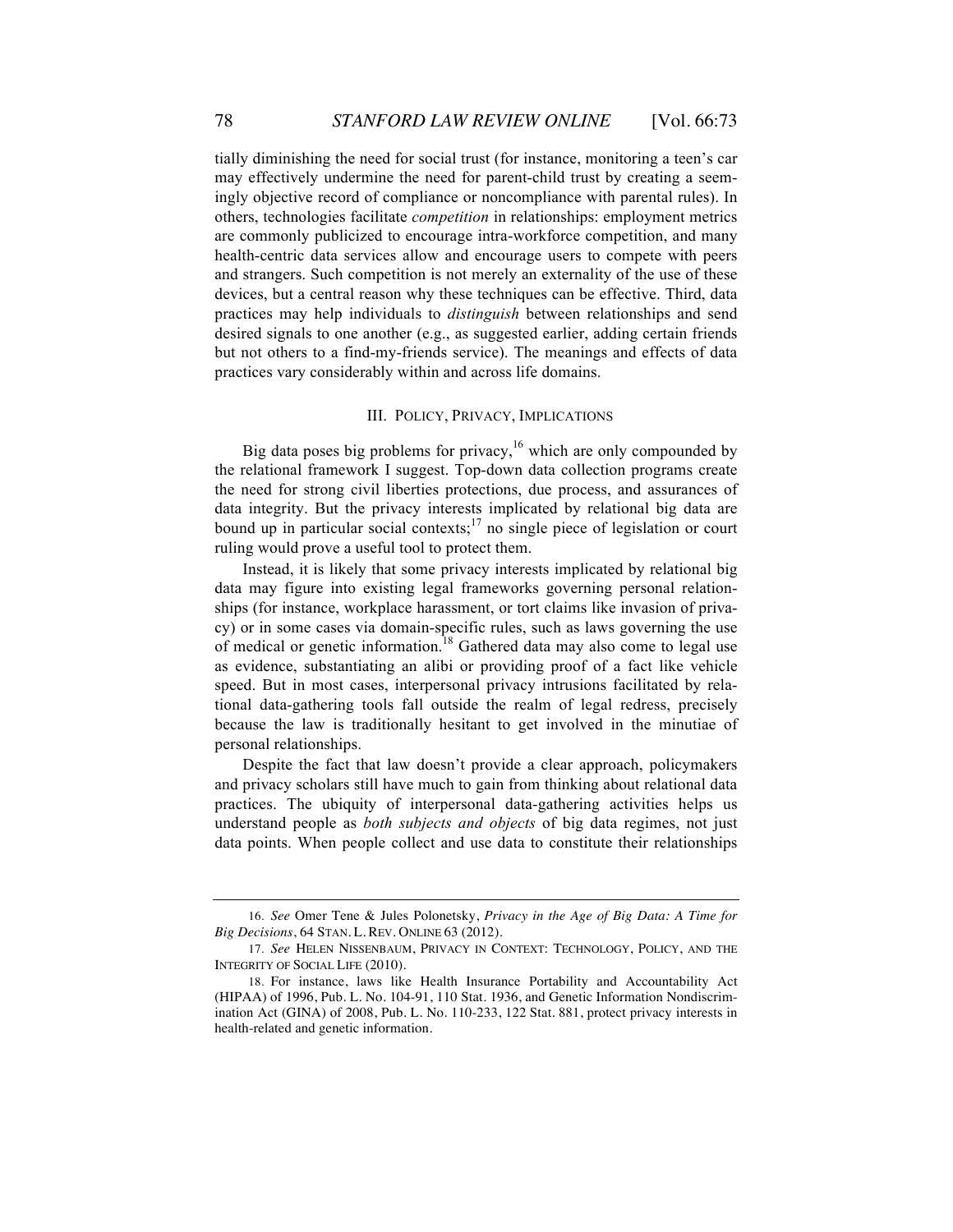tially diminishing the need for social trust (for instance, monitoring a teen's car may effectively undermine the need for parent-child trust by creating a seemingly objective record of compliance or noncompliance with parental rules). In others, technologies facilitate *competition* in relationships: employment metrics are commonly publicized to encourage intra-workforce competition, and many health-centric data services allow and encourage users to compete with peers and strangers. Such competition is not merely an externality of the use of these devices, but a central reason why these techniques can be effective. Third, data practices may help individuals to *distinguish* between relationships and send desired signals to one another (e.g., as suggested earlier, adding certain friends but not others to a find-my-friends service). The meanings and effects of data practices vary considerably within and across life domains.

## III. POLICY, PRIVACY, IMPLICATIONS

Big data poses big problems for privacy,[16] which are only compounded by the relational framework I suggest. Top-down data collection programs create the need for strong civil liberties protections, due process, and assurances of data integrity. But the privacy interests implicated by relational big data are bound up in particular social contexts;[17] no single piece of legislation or court ruling would prove a useful tool to protect them.

Instead, it is likely that some privacy interests implicated by relational big data may figure into existing legal frameworks governing personal relationships (for instance, workplace harassment, or tort claims like invasion of privacy) or in some cases via domain-specific rules, such as laws governing the use of medical or genetic information.[18] Gathered data may also come to legal use as evidence, substantiating an alibi or providing proof of a fact like vehicle speed. But in most cases, interpersonal privacy intrusions facilitated by relational data-gathering tools fall outside the realm of legal redress, precisely because the law is traditionally hesitant to get involved in the minutiae of personal relationships.

Despite the fact that law doesn't provide a clear approach, policymakers and privacy scholars still have much to gain from thinking about relational data practices. The ubiquity of interpersonal data-gathering activities helps us understand people as *both subjects and objects* of big data regimes, not just data points. When people collect and use data to constitute their relationships

---

16. *See* Omer Tene & Jules Polonetsky, *Privacy in the Age of Big Data: A Time for Big Decisions*, 64 STAN. L. REV. ONLINE 63 (2012).

17. *See* HELEN NISSENBAUM, PRIVACY IN CONTEXT: TECHNOLOGY, POLICY, AND THE INTEGRITY OF SOCIAL LIFE (2010).

18. For instance, laws like Health Insurance Portability and Accountability Act (HIPAA) of 1996, Pub. L. No. 104-91, 110 Stat. 1936, and Genetic Information Nondiscrimination Act (GINA) of 2008, Pub. L. No. 110-233, 122 Stat. 881, protect privacy interests in health-related and genetic information.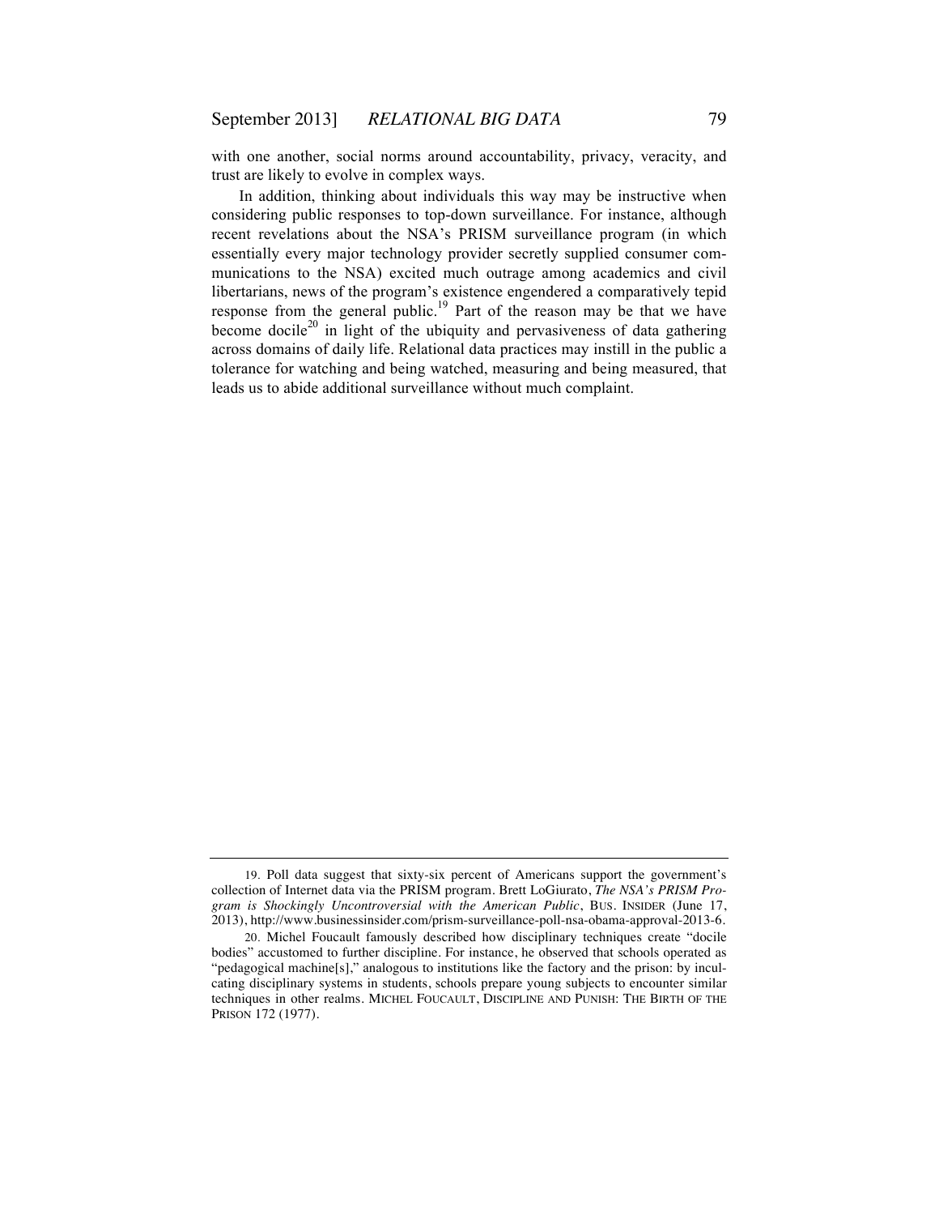with one another, social norms around accountability, privacy, veracity, and trust are likely to evolve in complex ways.

In addition, thinking about individuals this way may be instructive when considering public responses to top-down surveillance. For instance, although recent revelations about the NSA's PRISM surveillance program (in which essentially every major technology provider secretly supplied consumer communications to the NSA) excited much outrage among academics and civil libertarians, news of the program's existence engendered a comparatively tepid response from the general public.[19] Part of the reason may be that we have become docile[20] in light of the ubiquity and pervasiveness of data gathering across domains of daily life. Relational data practices may instill in the public a tolerance for watching and being watched, measuring and being measured, that leads us to abide additional surveillance without much complaint.

---

19. Poll data suggest that sixty-six percent of Americans support the government's collection of Internet data via the PRISM program. Brett LoGiurato, *The NSA's PRISM Program is Shockingly Uncontroversial with the American Public*, BUS. INSIDER (June 17, 2013), http://www.businessinsider.com/prism-surveillance-poll-nsa-obama-approval-2013-6.

20. Michel Foucault famously described how disciplinary techniques create "docile bodies" accustomed to further discipline. For instance, he observed that schools operated as "pedagogical machine[s]," analogous to institutions like the factory and the prison: by inculcating disciplinary systems in students, schools prepare young subjects to encounter similar techniques in other realms. MICHEL FOUCAULT, DISCIPLINE AND PUNISH: THE BIRTH OF THE PRISON 172 (1977).